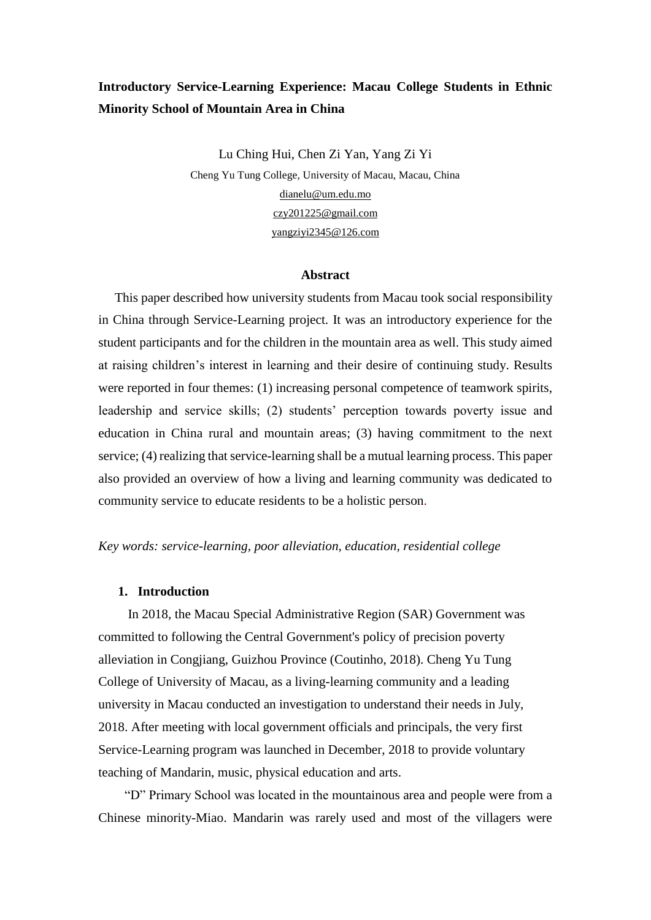**Introductory Service-Learning Experience: Macau College Students in Ethnic Minority School of Mountain Area in China**

Lu Ching Hui, Chen Zi Yan, Yang Zi Yi

Cheng Yu Tung College, University of Macau, Macau, China

dianelu@um.edu.mo

czy201225@gmail.com

yangziyi2345@126.com

**Abstract**

This paper described how university students from Macau took social responsibility in China through Service-Learning project. It was an introductory experience for the student participants and for the children in the mountain area as well. This study aimed at raising children's interest in learning and their desire of continuing study. Results were reported in four themes: (1) increasing personal competence of teamwork spirits, leadership and service skills; (2) students' perception towards poverty issue and education in China rural and mountain areas; (3) having commitment to the next service; (4) realizing that service-learning shall be a mutual learning process. This paper also provided an overview of how a living and learning community was dedicated to community service to educate residents to be a holistic person.

*Key words: service-learning, poor alleviation, education, residential college*

## 1. Introduction

In 2018, the Macau Special Administrative Region (SAR) Government was committed to following the Central Government's policy of precision poverty alleviation in Congjiang, Guizhou Province (Coutinho, 2018). Cheng Yu Tung College of University of Macau, as a living-learning community and a leading university in Macau conducted an investigation to understand their needs in July, 2018. After meeting with local government officials and principals, the very first Service-Learning program was launched in December, 2018 to provide voluntary teaching of Mandarin, music, physical education and arts.

"D" Primary School was located in the mountainous area and people were from a Chinese minority-Miao. Mandarin was rarely used and most of the villagers were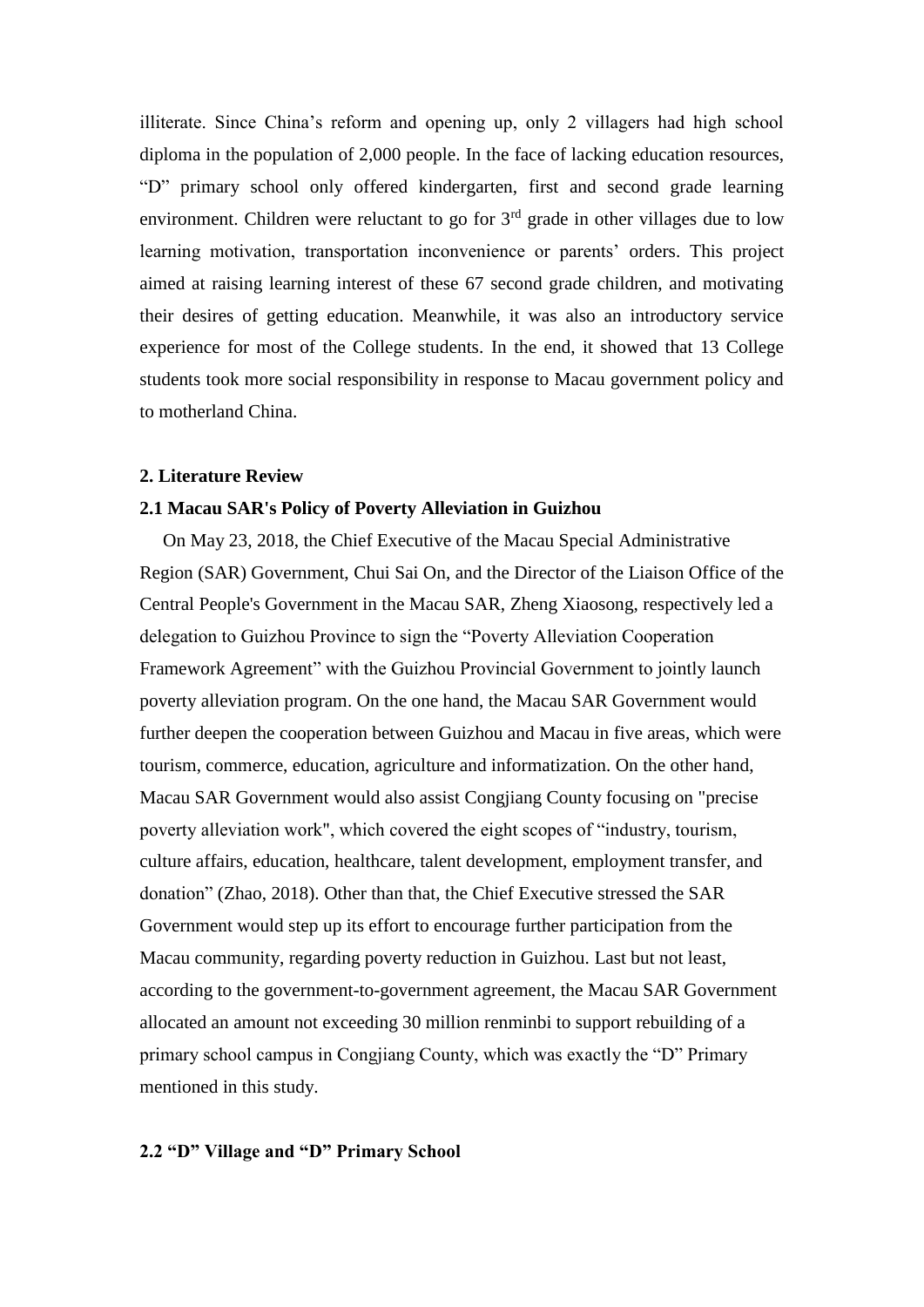illiterate. Since China's reform and opening up, only 2 villagers had high school diploma in the population of 2,000 people. In the face of lacking education resources, "D" primary school only offered kindergarten, first and second grade learning environment. Children were reluctant to go for 3rd grade in other villages due to low learning motivation, transportation inconvenience or parents' orders. This project aimed at raising learning interest of these 67 second grade children, and motivating their desires of getting education. Meanwhile, it was also an introductory service experience for most of the College students. In the end, it showed that 13 College students took more social responsibility in response to Macau government policy and to motherland China.

## 2. Literature Review

### 2.1 Macau SAR's Policy of Poverty Alleviation in Guizhou

On May 23, 2018, the Chief Executive of the Macau Special Administrative Region (SAR) Government, Chui Sai On, and the Director of the Liaison Office of the Central People's Government in the Macau SAR, Zheng Xiaosong, respectively led a delegation to Guizhou Province to sign the "Poverty Alleviation Cooperation Framework Agreement" with the Guizhou Provincial Government to jointly launch poverty alleviation program. On the one hand, the Macau SAR Government would further deepen the cooperation between Guizhou and Macau in five areas, which were tourism, commerce, education, agriculture and informatization. On the other hand, Macau SAR Government would also assist Congjiang County focusing on "precise poverty alleviation work", which covered the eight scopes of "industry, tourism, culture affairs, education, healthcare, talent development, employment transfer, and donation" (Zhao, 2018). Other than that, the Chief Executive stressed the SAR Government would step up its effort to encourage further participation from the Macau community, regarding poverty reduction in Guizhou. Last but not least, according to the government-to-government agreement, the Macau SAR Government allocated an amount not exceeding 30 million renminbi to support rebuilding of a primary school campus in Congjiang County, which was exactly the "D" Primary mentioned in this study.

### 2.2 "D" Village and "D" Primary School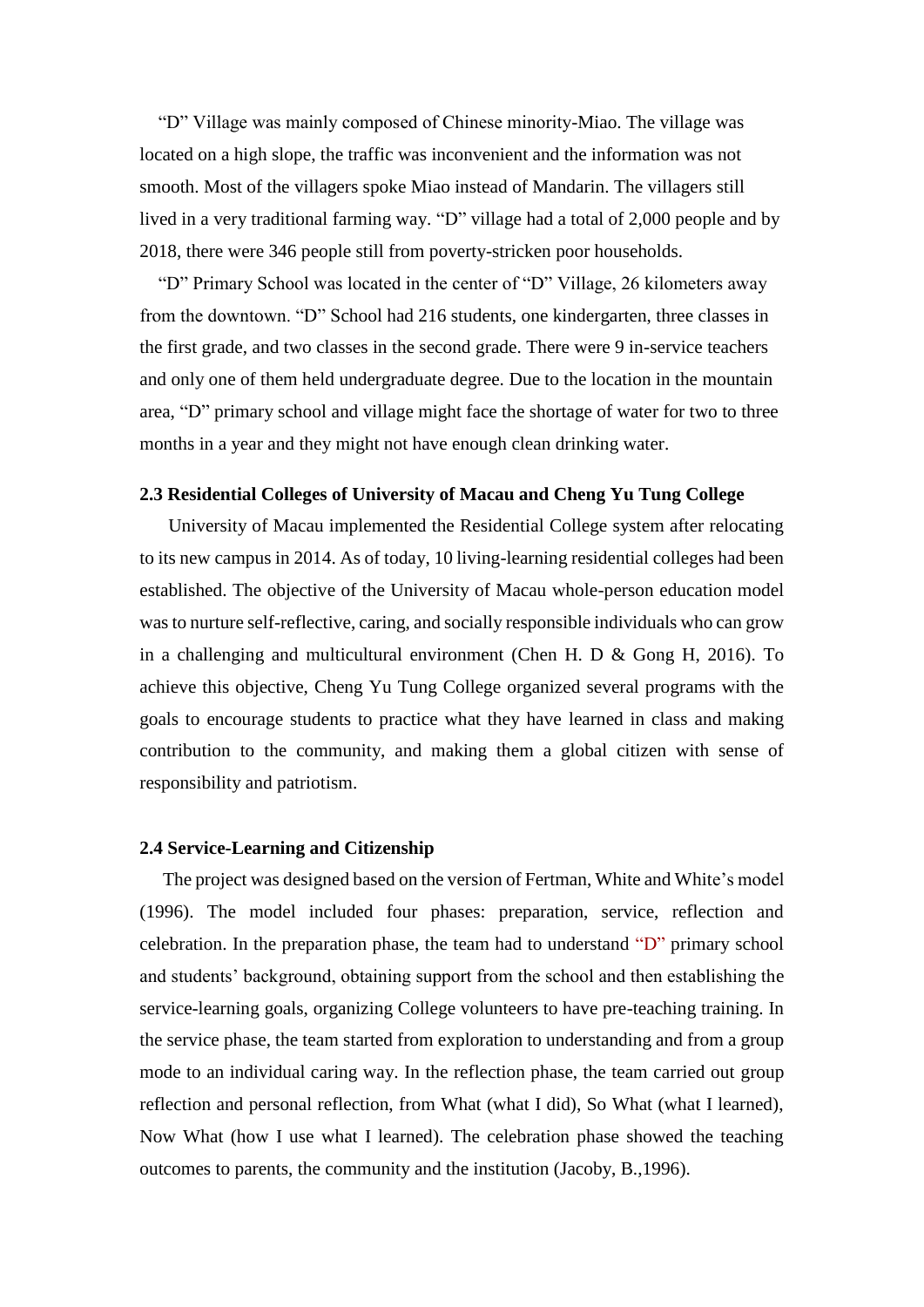"D" Village was mainly composed of Chinese minority-Miao. The village was located on a high slope, the traffic was inconvenient and the information was not smooth. Most of the villagers spoke Miao instead of Mandarin. The villagers still lived in a very traditional farming way. "D" village had a total of 2,000 people and by 2018, there were 346 people still from poverty-stricken poor households.

"D" Primary School was located in the center of "D" Village, 26 kilometers away from the downtown. "D" School had 216 students, one kindergarten, three classes in the first grade, and two classes in the second grade. There were 9 in-service teachers and only one of them held undergraduate degree. Due to the location in the mountain area, "D" primary school and village might face the shortage of water for two to three months in a year and they might not have enough clean drinking water.

### 2.3 Residential Colleges of University of Macau and Cheng Yu Tung College

University of Macau implemented the Residential College system after relocating to its new campus in 2014. As of today, 10 living-learning residential colleges had been established. The objective of the University of Macau whole-person education model was to nurture self-reflective, caring, and socially responsible individuals who can grow in a challenging and multicultural environment (Chen H. D & Gong H, 2016). To achieve this objective, Cheng Yu Tung College organized several programs with the goals to encourage students to practice what they have learned in class and making contribution to the community, and making them a global citizen with sense of responsibility and patriotism.

### 2.4 Service-Learning and Citizenship

The project was designed based on the version of Fertman, White and White's model (1996). The model included four phases: preparation, service, reflection and celebration. In the preparation phase, the team had to understand "D" primary school and students' background, obtaining support from the school and then establishing the service-learning goals, organizing College volunteers to have pre-teaching training. In the service phase, the team started from exploration to understanding and from a group mode to an individual caring way. In the reflection phase, the team carried out group reflection and personal reflection, from What (what I did), So What (what I learned), Now What (how I use what I learned). The celebration phase showed the teaching outcomes to parents, the community and the institution (Jacoby, B.,1996).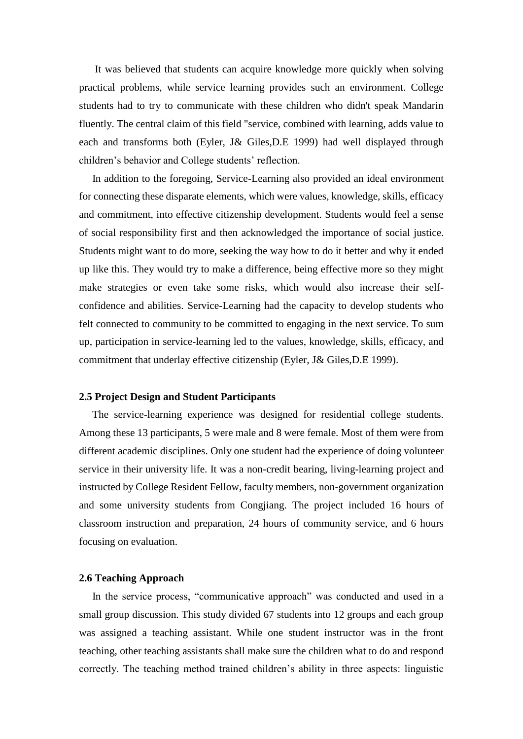It was believed that students can acquire knowledge more quickly when solving practical problems, while service learning provides such an environment. College students had to try to communicate with these children who didn't speak Mandarin fluently. The central claim of this field "service, combined with learning, adds value to each and transforms both (Eyler, J& Giles,D.E 1999) had well displayed through children's behavior and College students' reflection.

In addition to the foregoing, Service-Learning also provided an ideal environment for connecting these disparate elements, which were values, knowledge, skills, efficacy and commitment, into effective citizenship development. Students would feel a sense of social responsibility first and then acknowledged the importance of social justice. Students might want to do more, seeking the way how to do it better and why it ended up like this. They would try to make a difference, being effective more so they might make strategies or even take some risks, which would also increase their self-confidence and abilities. Service-Learning had the capacity to develop students who felt connected to community to be committed to engaging in the next service. To sum up, participation in service-learning led to the values, knowledge, skills, efficacy, and commitment that underlay effective citizenship (Eyler, J& Giles,D.E 1999).

### 2.5 Project Design and Student Participants

The service-learning experience was designed for residential college students. Among these 13 participants, 5 were male and 8 were female. Most of them were from different academic disciplines. Only one student had the experience of doing volunteer service in their university life. It was a non-credit bearing, living-learning project and instructed by College Resident Fellow, faculty members, non-government organization and some university students from Congjiang. The project included 16 hours of classroom instruction and preparation, 24 hours of community service, and 6 hours focusing on evaluation.

### 2.6 Teaching Approach

In the service process, "communicative approach" was conducted and used in a small group discussion. This study divided 67 students into 12 groups and each group was assigned a teaching assistant. While one student instructor was in the front teaching, other teaching assistants shall make sure the children what to do and respond correctly. The teaching method trained children's ability in three aspects: linguistic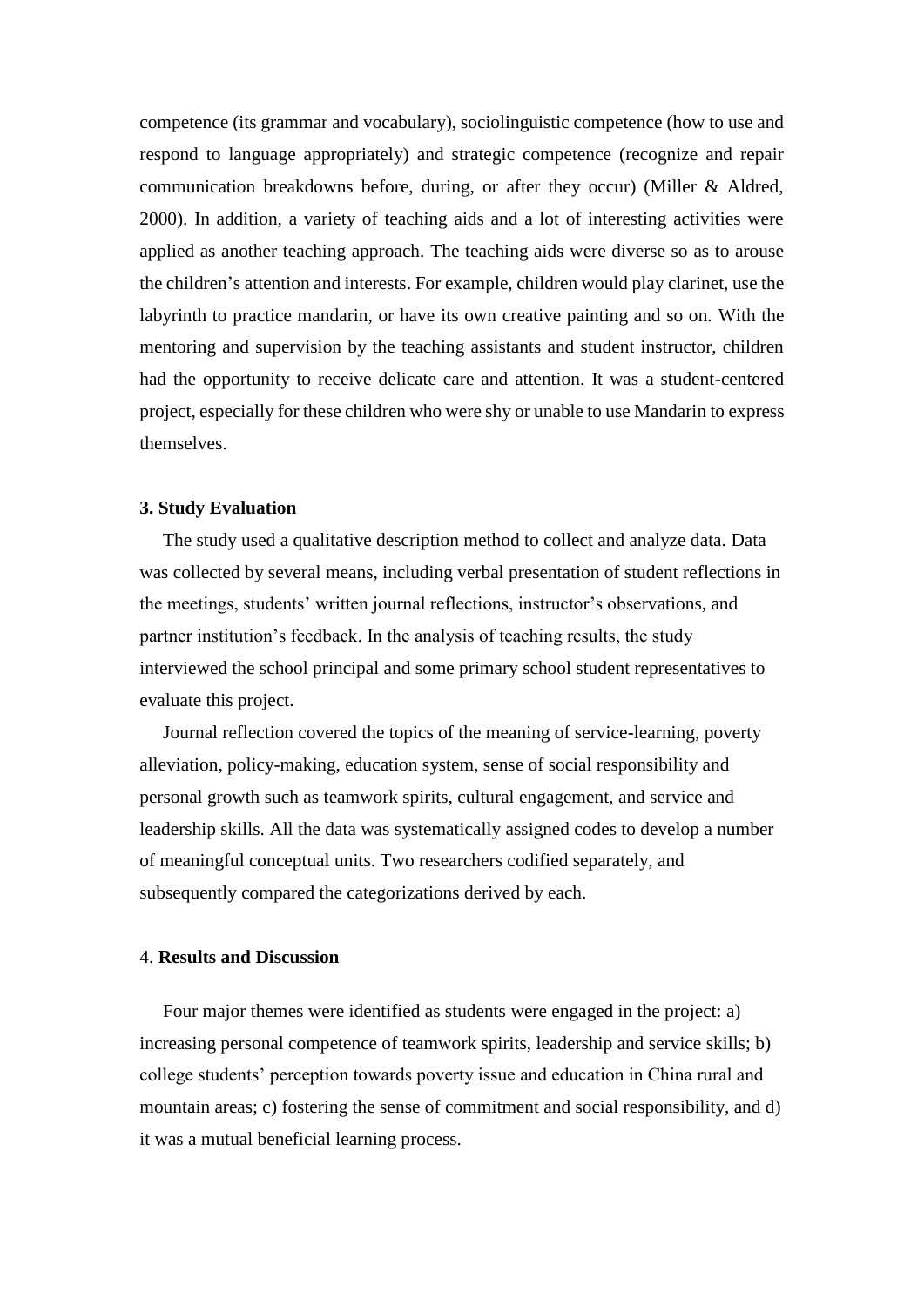competence (its grammar and vocabulary), sociolinguistic competence (how to use and respond to language appropriately) and strategic competence (recognize and repair communication breakdowns before, during, or after they occur) (Miller & Aldred, 2000). In addition, a variety of teaching aids and a lot of interesting activities were applied as another teaching approach. The teaching aids were diverse so as to arouse the children's attention and interests. For example, children would play clarinet, use the labyrinth to practice mandarin, or have its own creative painting and so on. With the mentoring and supervision by the teaching assistants and student instructor, children had the opportunity to receive delicate care and attention. It was a student-centered project, especially for these children who were shy or unable to use Mandarin to express themselves.

## 3. Study Evaluation

The study used a qualitative description method to collect and analyze data. Data was collected by several means, including verbal presentation of student reflections in the meetings, students' written journal reflections, instructor's observations, and partner institution's feedback. In the analysis of teaching results, the study interviewed the school principal and some primary school student representatives to evaluate this project.

Journal reflection covered the topics of the meaning of service-learning, poverty alleviation, policy-making, education system, sense of social responsibility and personal growth such as teamwork spirits, cultural engagement, and service and leadership skills. All the data was systematically assigned codes to develop a number of meaningful conceptual units. Two researchers codified separately, and subsequently compared the categorizations derived by each.

## 4. Results and Discussion

Four major themes were identified as students were engaged in the project: a) increasing personal competence of teamwork spirits, leadership and service skills; b) college students' perception towards poverty issue and education in China rural and mountain areas; c) fostering the sense of commitment and social responsibility, and d) it was a mutual beneficial learning process.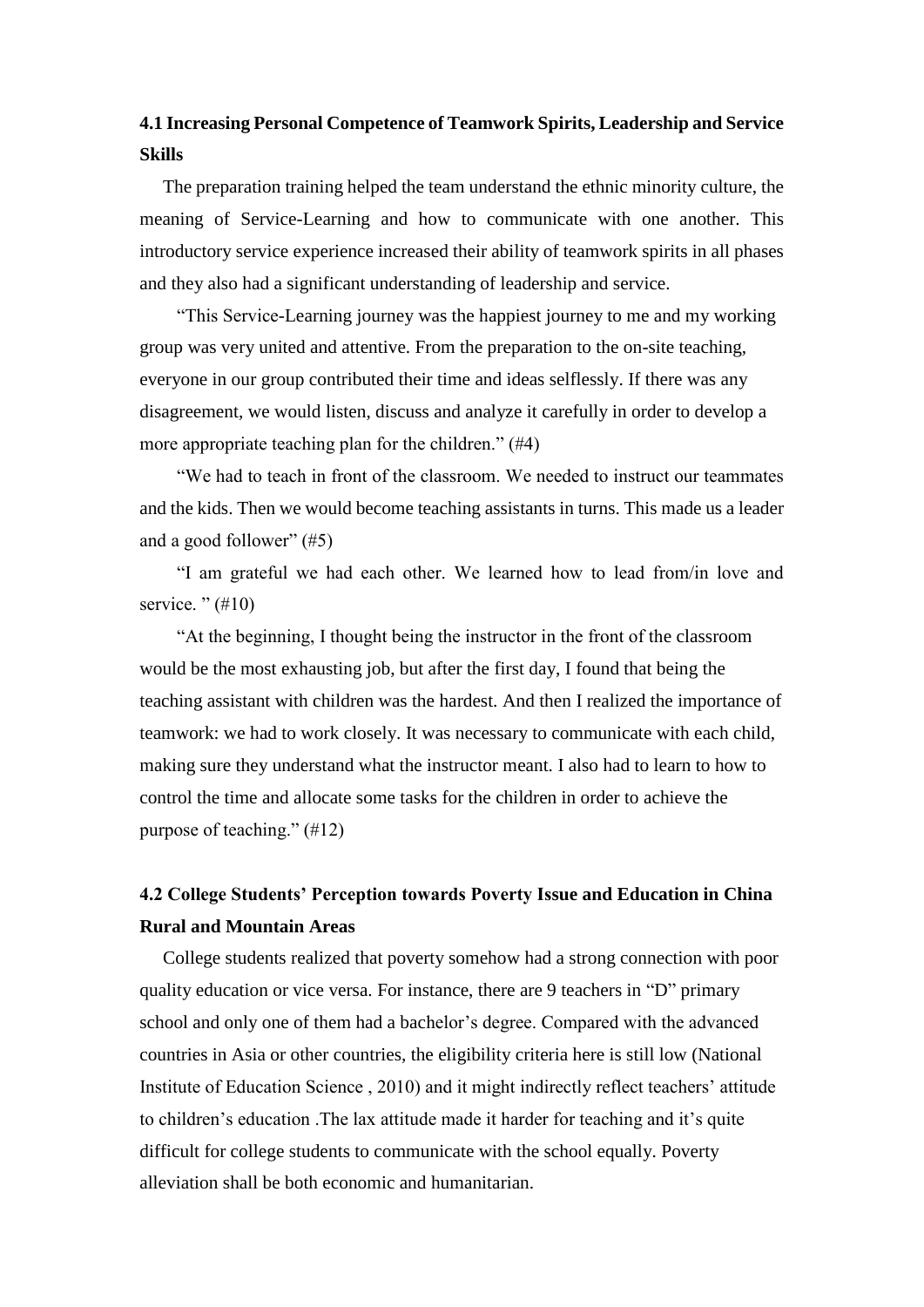### 4.1 Increasing Personal Competence of Teamwork Spirits, Leadership and Service Skills

The preparation training helped the team understand the ethnic minority culture, the meaning of Service-Learning and how to communicate with one another. This introductory service experience increased their ability of teamwork spirits in all phases and they also had a significant understanding of leadership and service.

"This Service-Learning journey was the happiest journey to me and my working group was very united and attentive. From the preparation to the on-site teaching, everyone in our group contributed their time and ideas selflessly. If there was any disagreement, we would listen, discuss and analyze it carefully in order to develop a more appropriate teaching plan for the children." (#4)

"We had to teach in front of the classroom. We needed to instruct our teammates and the kids. Then we would become teaching assistants in turns. This made us a leader and a good follower" (#5)

"I am grateful we had each other. We learned how to lead from/in love and service. " (#10)

"At the beginning, I thought being the instructor in the front of the classroom would be the most exhausting job, but after the first day, I found that being the teaching assistant with children was the hardest. And then I realized the importance of teamwork: we had to work closely. It was necessary to communicate with each child, making sure they understand what the instructor meant. I also had to learn to how to control the time and allocate some tasks for the children in order to achieve the purpose of teaching." (#12)

### 4.2 College Students' Perception towards Poverty Issue and Education in China Rural and Mountain Areas

College students realized that poverty somehow had a strong connection with poor quality education or vice versa. For instance, there are 9 teachers in "D" primary school and only one of them had a bachelor's degree. Compared with the advanced countries in Asia or other countries, the eligibility criteria here is still low (National Institute of Education Science , 2010) and it might indirectly reflect teachers' attitude to children's education .The lax attitude made it harder for teaching and it's quite difficult for college students to communicate with the school equally. Poverty alleviation shall be both economic and humanitarian.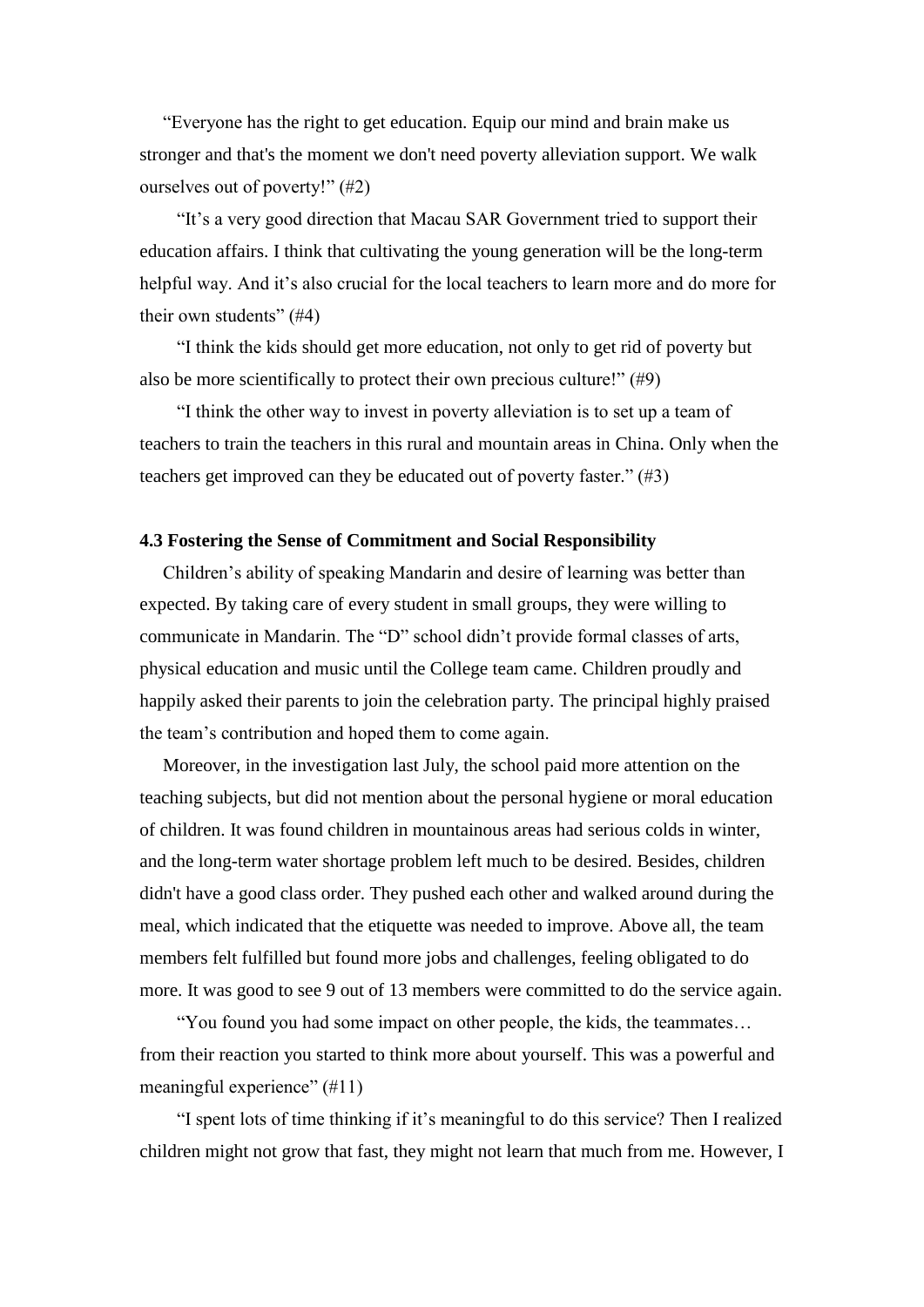"Everyone has the right to get education. Equip our mind and brain make us stronger and that's the moment we don't need poverty alleviation support. We walk ourselves out of poverty!" (#2)

"It's a very good direction that Macau SAR Government tried to support their education affairs. I think that cultivating the young generation will be the long-term helpful way. And it's also crucial for the local teachers to learn more and do more for their own students" (#4)

"I think the kids should get more education, not only to get rid of poverty but also be more scientifically to protect their own precious culture!" (#9)

"I think the other way to invest in poverty alleviation is to set up a team of teachers to train the teachers in this rural and mountain areas in China. Only when the teachers get improved can they be educated out of poverty faster." (#3)

### 4.3 Fostering the Sense of Commitment and Social Responsibility

Children's ability of speaking Mandarin and desire of learning was better than expected. By taking care of every student in small groups, they were willing to communicate in Mandarin. The "D" school didn't provide formal classes of arts, physical education and music until the College team came. Children proudly and happily asked their parents to join the celebration party. The principal highly praised the team's contribution and hoped them to come again.

Moreover, in the investigation last July, the school paid more attention on the teaching subjects, but did not mention about the personal hygiene or moral education of children. It was found children in mountainous areas had serious colds in winter, and the long-term water shortage problem left much to be desired. Besides, children didn't have a good class order. They pushed each other and walked around during the meal, which indicated that the etiquette was needed to improve. Above all, the team members felt fulfilled but found more jobs and challenges, feeling obligated to do more. It was good to see 9 out of 13 members were committed to do the service again.

"You found you had some impact on other people, the kids, the teammates… from their reaction you started to think more about yourself. This was a powerful and meaningful experience" (#11)

"I spent lots of time thinking if it's meaningful to do this service? Then I realized children might not grow that fast, they might not learn that much from me. However, I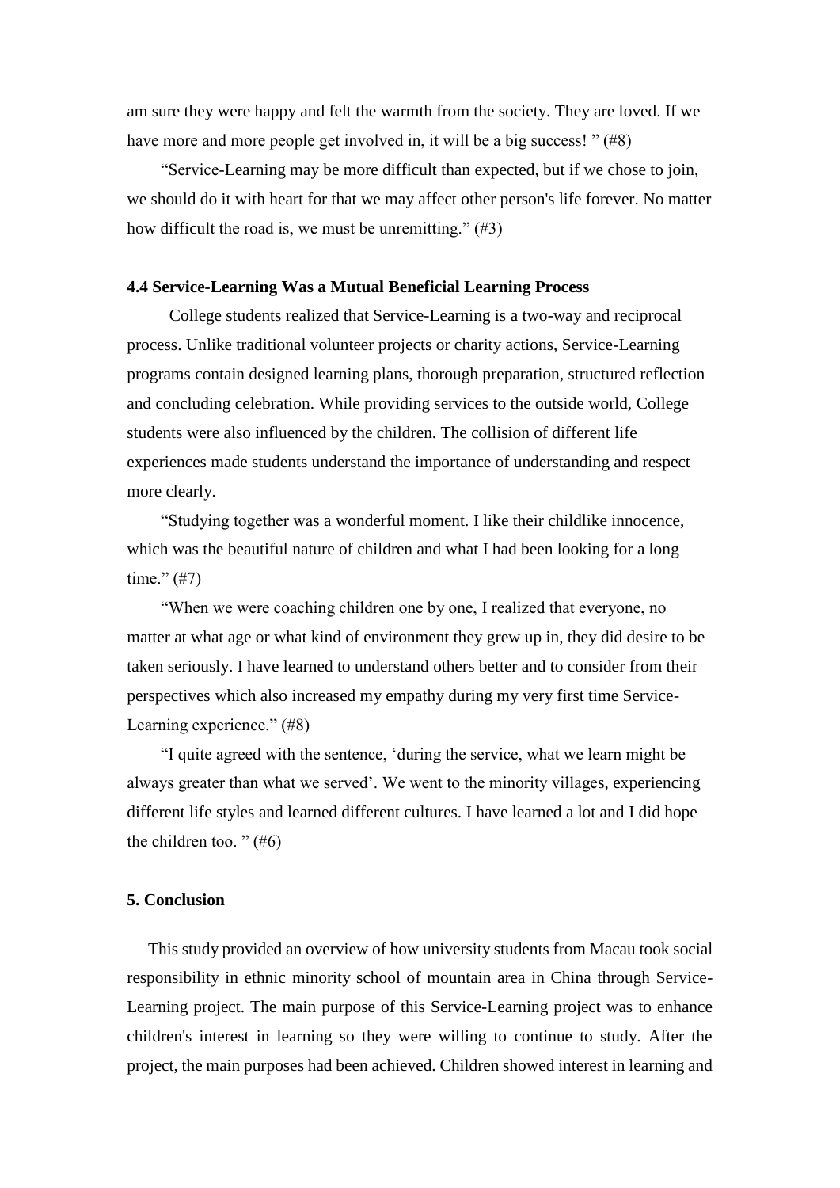am sure they were happy and felt the warmth from the society. They are loved. If we have more and more people get involved in, it will be a big success! " (#8)

"Service-Learning may be more difficult than expected, but if we chose to join, we should do it with heart for that we may affect other person's life forever. No matter how difficult the road is, we must be unremitting." (#3)

### 4.4 Service-Learning Was a Mutual Beneficial Learning Process

College students realized that Service-Learning is a two-way and reciprocal process. Unlike traditional volunteer projects or charity actions, Service-Learning programs contain designed learning plans, thorough preparation, structured reflection and concluding celebration. While providing services to the outside world, College students were also influenced by the children. The collision of different life experiences made students understand the importance of understanding and respect more clearly.

"Studying together was a wonderful moment. I like their childlike innocence, which was the beautiful nature of children and what I had been looking for a long time." (#7)

"When we were coaching children one by one, I realized that everyone, no matter at what age or what kind of environment they grew up in, they did desire to be taken seriously. I have learned to understand others better and to consider from their perspectives which also increased my empathy during my very first time Service-Learning experience." (#8)

"I quite agreed with the sentence, 'during the service, what we learn might be always greater than what we served'. We went to the minority villages, experiencing different life styles and learned different cultures. I have learned a lot and I did hope the children too. " (#6)

## 5. Conclusion

This study provided an overview of how university students from Macau took social responsibility in ethnic minority school of mountain area in China through Service-Learning project. The main purpose of this Service-Learning project was to enhance children's interest in learning so they were willing to continue to study. After the project, the main purposes had been achieved. Children showed interest in learning and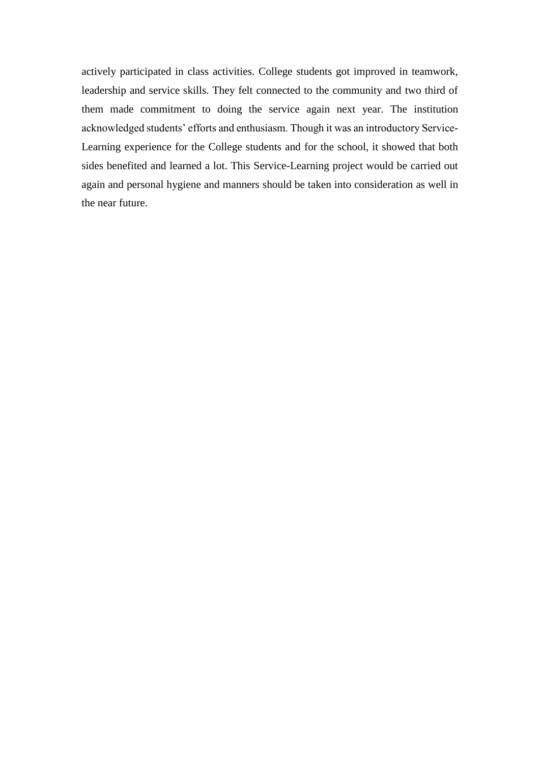actively participated in class activities. College students got improved in teamwork, leadership and service skills. They felt connected to the community and two third of them made commitment to doing the service again next year. The institution acknowledged students' efforts and enthusiasm. Though it was an introductory Service-Learning experience for the College students and for the school, it showed that both sides benefited and learned a lot. This Service-Learning project would be carried out again and personal hygiene and manners should be taken into consideration as well in the near future.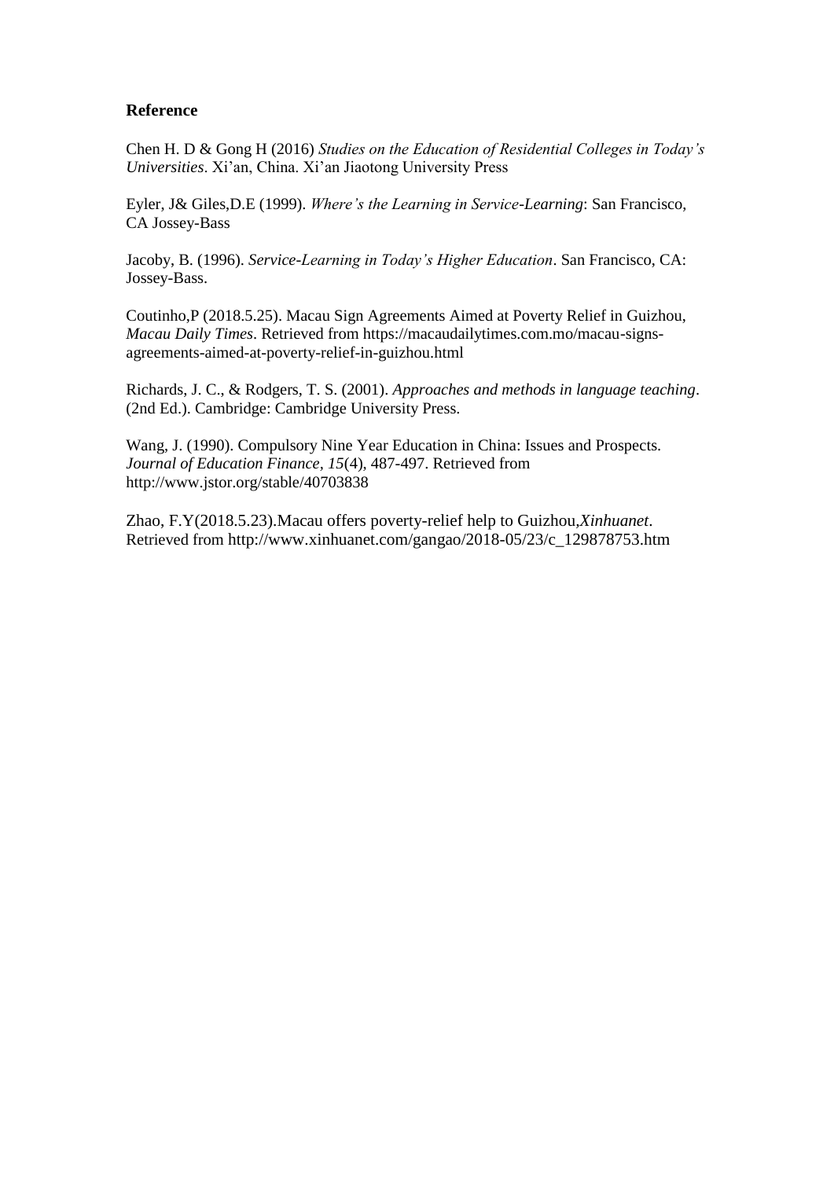## Reference

Chen H. D & Gong H (2016) *Studies on the Education of Residential Colleges in Today's Universities*. Xi'an, China. Xi'an Jiaotong University Press

Eyler, J& Giles,D.E (1999). *Where's the Learning in Service-Learning*: San Francisco, CA Jossey-Bass

Jacoby, B. (1996). *Service-Learning in Today's Higher Education*. San Francisco, CA: Jossey-Bass.

Coutinho,P (2018.5.25). Macau Sign Agreements Aimed at Poverty Relief in Guizhou, *Macau Daily Times*. Retrieved from https://macaudailytimes.com.mo/macau-signs-agreements-aimed-at-poverty-relief-in-guizhou.html

Richards, J. C., & Rodgers, T. S. (2001). *Approaches and methods in language teaching*. (2nd Ed.). Cambridge: Cambridge University Press.

Wang, J. (1990). Compulsory Nine Year Education in China: Issues and Prospects. *Journal of Education Finance*, *15*(4), 487-497. Retrieved from http://www.jstor.org/stable/40703838

Zhao, F.Y(2018.5.23).Macau offers poverty-relief help to Guizhou,*Xinhuanet*. Retrieved from http://www.xinhuanet.com/gangao/2018-05/23/c_129878753.htm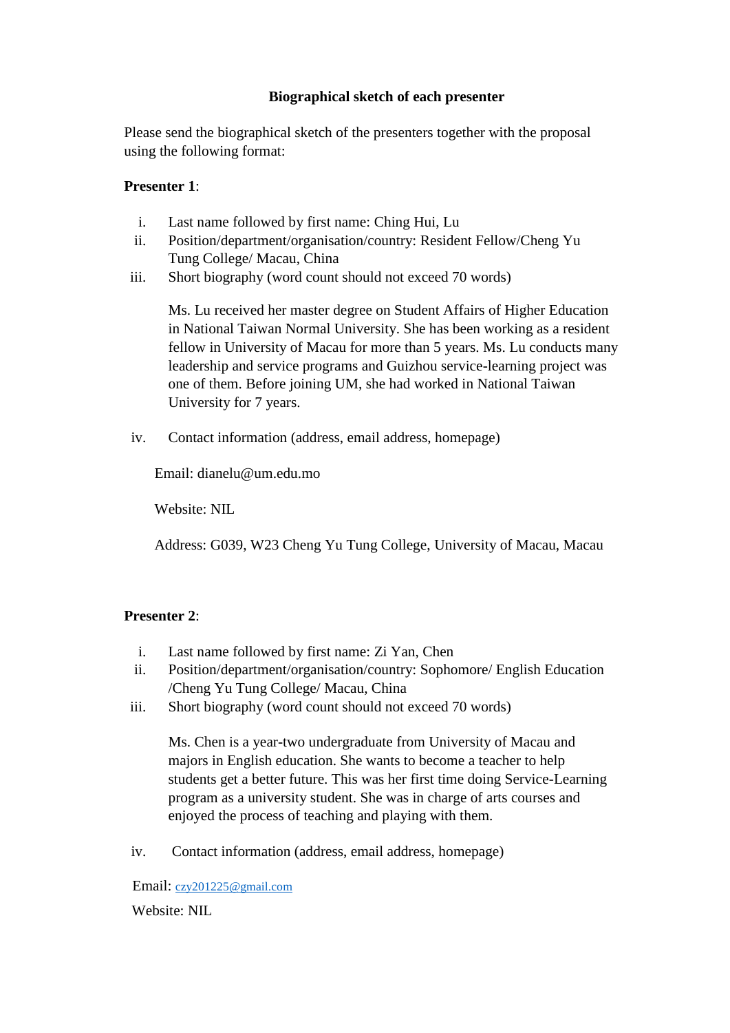**Biographical sketch of each presenter**

Please send the biographical sketch of the presenters together with the proposal using the following format:

**Presenter 1**:

i. Last name followed by first name: Ching Hui, Lu
ii. Position/department/organisation/country: Resident Fellow/Cheng Yu Tung College/ Macau, China
iii. Short biography (word count should not exceed 70 words)

   Ms. Lu received her master degree on Student Affairs of Higher Education in National Taiwan Normal University. She has been working as a resident fellow in University of Macau for more than 5 years. Ms. Lu conducts many leadership and service programs and Guizhou service-learning project was one of them. Before joining UM, she had worked in National Taiwan University for 7 years.

iv. Contact information (address, email address, homepage)

   Email: dianelu@um.edu.mo

   Website: NIL

   Address: G039, W23 Cheng Yu Tung College, University of Macau, Macau

**Presenter 2**:

i. Last name followed by first name: Zi Yan, Chen
ii. Position/department/organisation/country: Sophomore/ English Education /Cheng Yu Tung College/ Macau, China
iii. Short biography (word count should not exceed 70 words)

   Ms. Chen is a year-two undergraduate from University of Macau and majors in English education. She wants to become a teacher to help students get a better future. This was her first time doing Service-Learning program as a university student. She was in charge of arts courses and enjoyed the process of teaching and playing with them.

iv. Contact information (address, email address, homepage)

   Email: czy201225@gmail.com

   Website: NIL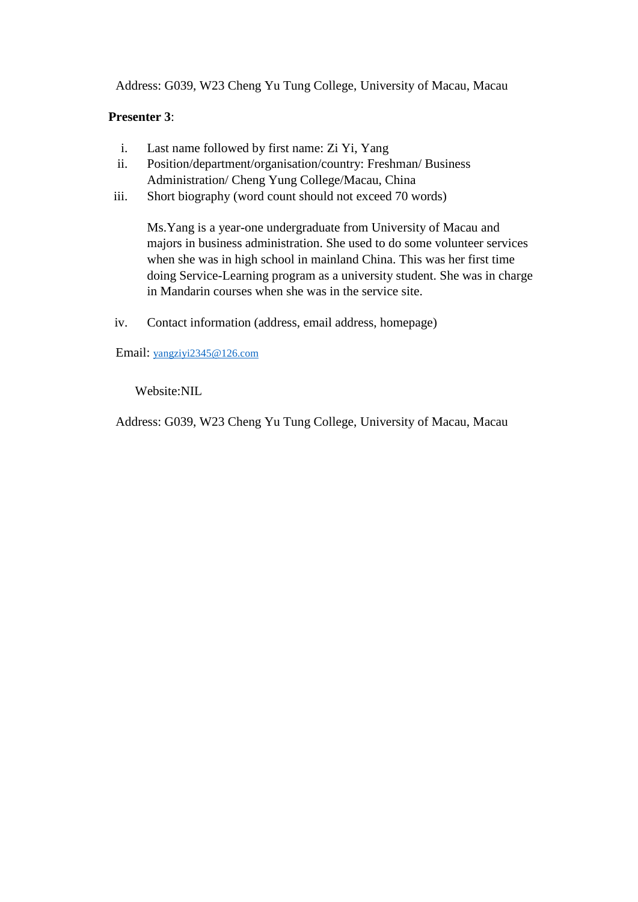Address: G039, W23 Cheng Yu Tung College, University of Macau, Macau

**Presenter 3**:

i. Last name followed by first name: Zi Yi, Yang

ii. Position/department/organisation/country: Freshman/ Business Administration/ Cheng Yung College/Macau, China

iii. Short biography (word count should not exceed 70 words)

Ms.Yang is a year-one undergraduate from University of Macau and majors in business administration. She used to do some volunteer services when she was in high school in mainland China. This was her first time doing Service-Learning program as a university student. She was in charge in Mandarin courses when she was in the service site.

iv. Contact information (address, email address, homepage)

Email: yangziyi2345@126.com

Website:NIL

Address: G039, W23 Cheng Yu Tung College, University of Macau, Macau